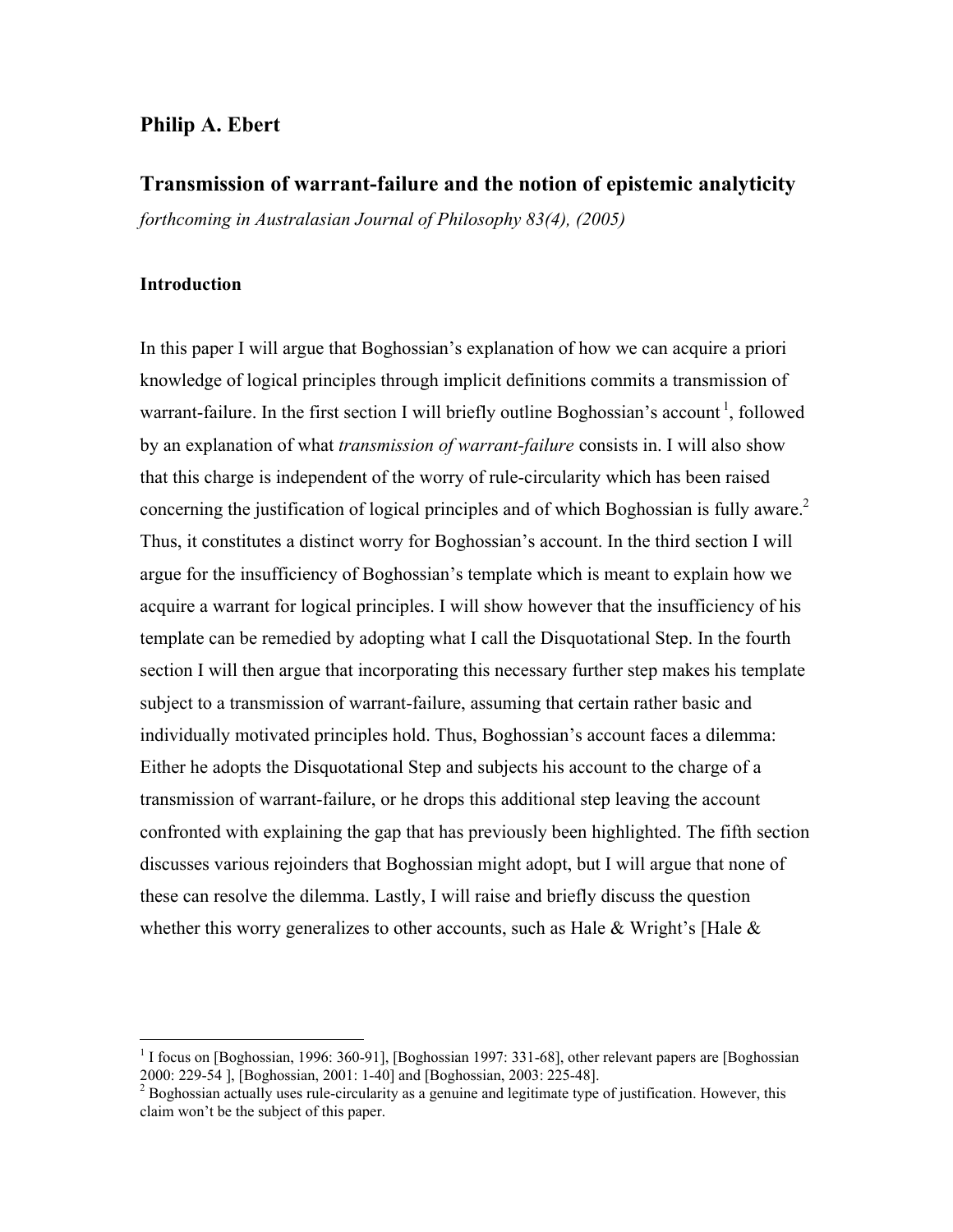**Philip A. Ebert**

# Transmission of warrant-failure and the notion of epistemic analyticity

*forthcoming in Australasian Journal of Philosophy 83(4), (2005)*

## Introduction

In this paper I will argue that Boghossian's explanation of how we can acquire a priori knowledge of logical principles through implicit definitions commits a transmission of warrant-failure. In the first section I will briefly outline Boghossian's account [1], followed by an explanation of what *transmission of warrant-failure* consists in. I will also show that this charge is independent of the worry of rule-circularity which has been raised concerning the justification of logical principles and of which Boghossian is fully aware.[2] Thus, it constitutes a distinct worry for Boghossian's account. In the third section I will argue for the insufficiency of Boghossian's template which is meant to explain how we acquire a warrant for logical principles. I will show however that the insufficiency of his template can be remedied by adopting what I call the Disquotational Step. In the fourth section I will then argue that incorporating this necessary further step makes his template subject to a transmission of warrant-failure, assuming that certain rather basic and individually motivated principles hold. Thus, Boghossian's account faces a dilemma: Either he adopts the Disquotational Step and subjects his account to the charge of a transmission of warrant-failure, or he drops this additional step leaving the account confronted with explaining the gap that has previously been highlighted. The fifth section discusses various rejoinders that Boghossian might adopt, but I will argue that none of these can resolve the dilemma. Lastly, I will raise and briefly discuss the question whether this worry generalizes to other accounts, such as Hale & Wright's [Hale &

---

[1] I focus on [Boghossian, 1996: 360-91], [Boghossian 1997: 331-68], other relevant papers are [Boghossian 2000: 229-54 ], [Boghossian, 2001: 1-40] and [Boghossian, 2003: 225-48].

[2] Boghossian actually uses rule-circularity as a genuine and legitimate type of justification. However, this claim won't be the subject of this paper.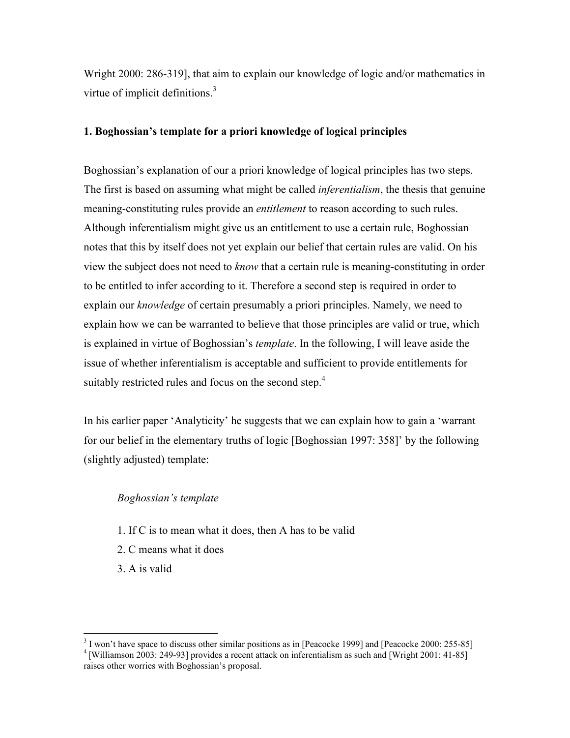Wright 2000: 286-319], that aim to explain our knowledge of logic and/or mathematics in virtue of implicit definitions.[3]

## 1. Boghossian's template for a priori knowledge of logical principles

Boghossian's explanation of our a priori knowledge of logical principles has two steps. The first is based on assuming what might be called *inferentialism*, the thesis that genuine meaning-constituting rules provide an *entitlement* to reason according to such rules. Although inferentialism might give us an entitlement to use a certain rule, Boghossian notes that this by itself does not yet explain our belief that certain rules are valid. On his view the subject does not need to *know* that a certain rule is meaning-constituting in order to be entitled to infer according to it. Therefore a second step is required in order to explain our *knowledge* of certain presumably a priori principles. Namely, we need to explain how we can be warranted to believe that those principles are valid or true, which is explained in virtue of Boghossian's *template*. In the following, I will leave aside the issue of whether inferentialism is acceptable and sufficient to provide entitlements for suitably restricted rules and focus on the second step.[4]

In his earlier paper 'Analyticity' he suggests that we can explain how to gain a 'warrant for our belief in the elementary truths of logic [Boghossian 1997: 358]' by the following (slightly adjusted) template:

*Boghossian's template*

1. If C is to mean what it does, then A has to be valid
2. C means what it does
3. A is valid

[3] I won't have space to discuss other similar positions as in [Peacocke 1999] and [Peacocke 2000: 255-85]

[4] [Williamson 2003: 249-93] provides a recent attack on inferentialism as such and [Wright 2001: 41-85] raises other worries with Boghossian's proposal.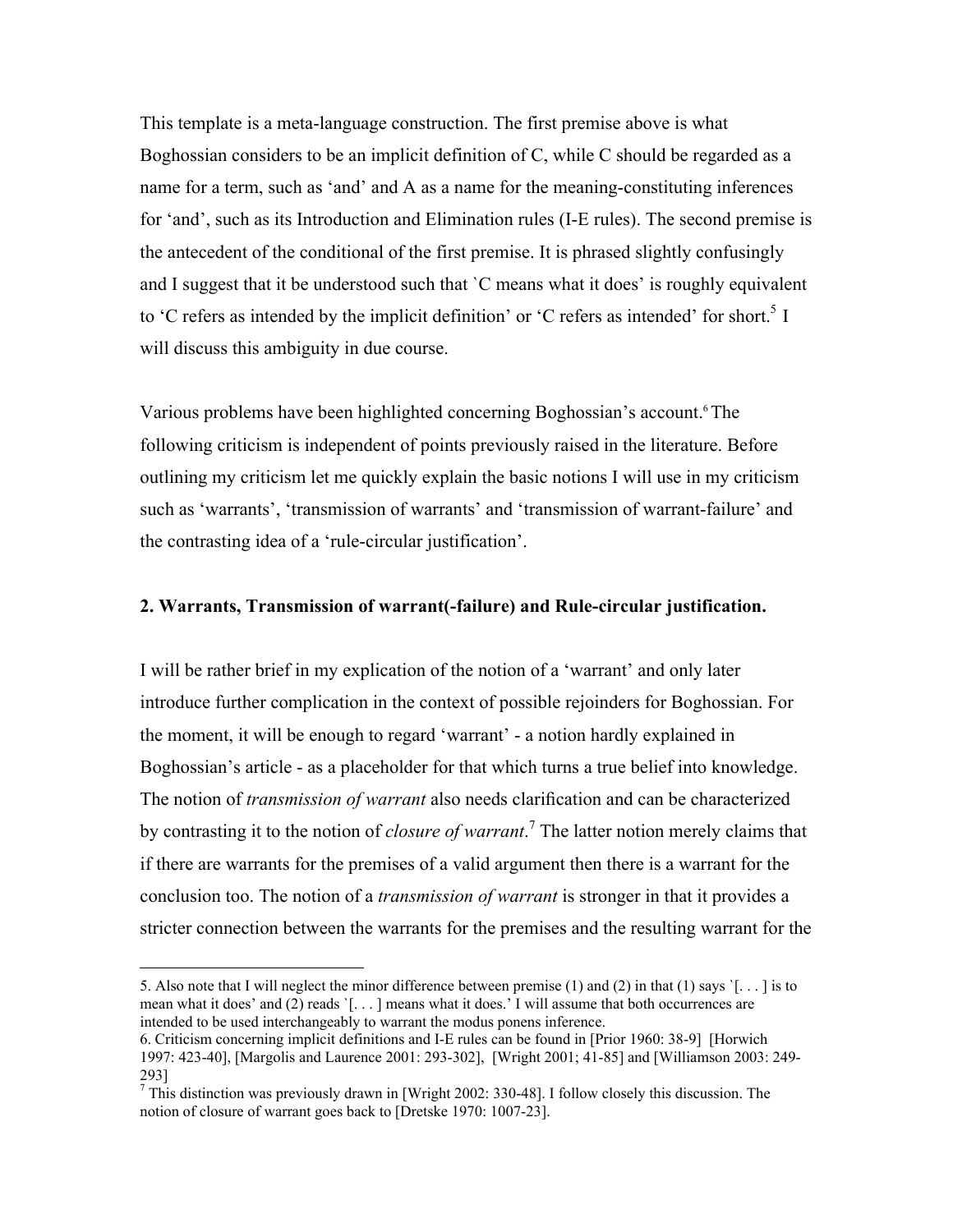This template is a meta-language construction. The first premise above is what Boghossian considers to be an implicit definition of C, while C should be regarded as a name for a term, such as 'and' and A as a name for the meaning-constituting inferences for 'and', such as its Introduction and Elimination rules (I-E rules). The second premise is the antecedent of the conditional of the first premise. It is phrased slightly confusingly and I suggest that it be understood such that `C means what it does' is roughly equivalent to 'C refers as intended by the implicit definition' or 'C refers as intended' for short.[5] I will discuss this ambiguity in due course.

Various problems have been highlighted concerning Boghossian's account.[6] The following criticism is independent of points previously raised in the literature. Before outlining my criticism let me quickly explain the basic notions I will use in my criticism such as 'warrants', 'transmission of warrants' and 'transmission of warrant-failure' and the contrasting idea of a 'rule-circular justification'.

## 2. Warrants, Transmission of warrant(-failure) and Rule-circular justification.

I will be rather brief in my explication of the notion of a 'warrant' and only later introduce further complication in the context of possible rejoinders for Boghossian. For the moment, it will be enough to regard 'warrant' - a notion hardly explained in Boghossian's article - as a placeholder for that which turns a true belief into knowledge. The notion of *transmission of warrant* also needs clarification and can be characterized by contrasting it to the notion of *closure of warrant*.[7] The latter notion merely claims that if there are warrants for the premises of a valid argument then there is a warrant for the conclusion too. The notion of a *transmission of warrant* is stronger in that it provides a stricter connection between the warrants for the premises and the resulting warrant for the

---

5. Also note that I will neglect the minor difference between premise (1) and (2) in that (1) says `[. . . ] is to mean what it does' and (2) reads `[. . . ] means what it does.' I will assume that both occurrences are intended to be used interchangeably to warrant the modus ponens inference.

6. Criticism concerning implicit definitions and I-E rules can be found in [Prior 1960: 38-9] [Horwich 1997: 423-40], [Margolis and Laurence 2001: 293-302], [Wright 2001; 41-85] and [Williamson 2003: 249-293]

7 This distinction was previously drawn in [Wright 2002: 330-48]. I follow closely this discussion. The notion of closure of warrant goes back to [Dretske 1970: 1007-23].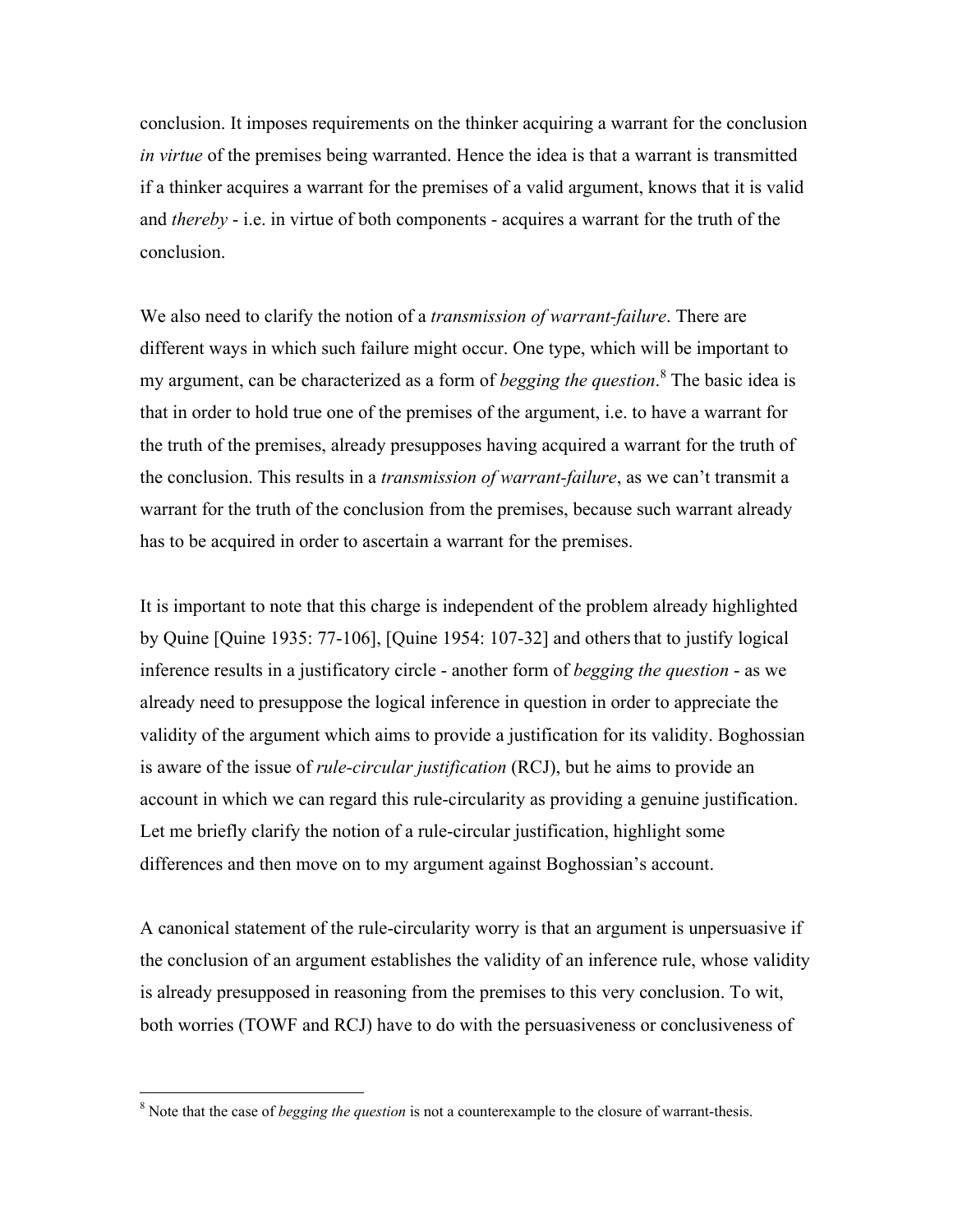conclusion. It imposes requirements on the thinker acquiring a warrant for the conclusion *in virtue* of the premises being warranted. Hence the idea is that a warrant is transmitted if a thinker acquires a warrant for the premises of a valid argument, knows that it is valid and *thereby* - i.e. in virtue of both components - acquires a warrant for the truth of the conclusion.

We also need to clarify the notion of a *transmission of warrant-failure*. There are different ways in which such failure might occur. One type, which will be important to my argument, can be characterized as a form of *begging the question*.[8] The basic idea is that in order to hold true one of the premises of the argument, i.e. to have a warrant for the truth of the premises, already presupposes having acquired a warrant for the truth of the conclusion. This results in a *transmission of warrant-failure*, as we can't transmit a warrant for the truth of the conclusion from the premises, because such warrant already has to be acquired in order to ascertain a warrant for the premises.

It is important to note that this charge is independent of the problem already highlighted by Quine [Quine 1935: 77-106], [Quine 1954: 107-32] and others that to justify logical inference results in a justificatory circle - another form of *begging the question* - as we already need to presuppose the logical inference in question in order to appreciate the validity of the argument which aims to provide a justification for its validity. Boghossian is aware of the issue of *rule-circular justification* (RCJ), but he aims to provide an account in which we can regard this rule-circularity as providing a genuine justification. Let me briefly clarify the notion of a rule-circular justification, highlight some differences and then move on to my argument against Boghossian's account.

A canonical statement of the rule-circularity worry is that an argument is unpersuasive if the conclusion of an argument establishes the validity of an inference rule, whose validity is already presupposed in reasoning from the premises to this very conclusion. To wit, both worries (TOWF and RCJ) have to do with the persuasiveness or conclusiveness of

[8] Note that the case of *begging the question* is not a counterexample to the closure of warrant-thesis.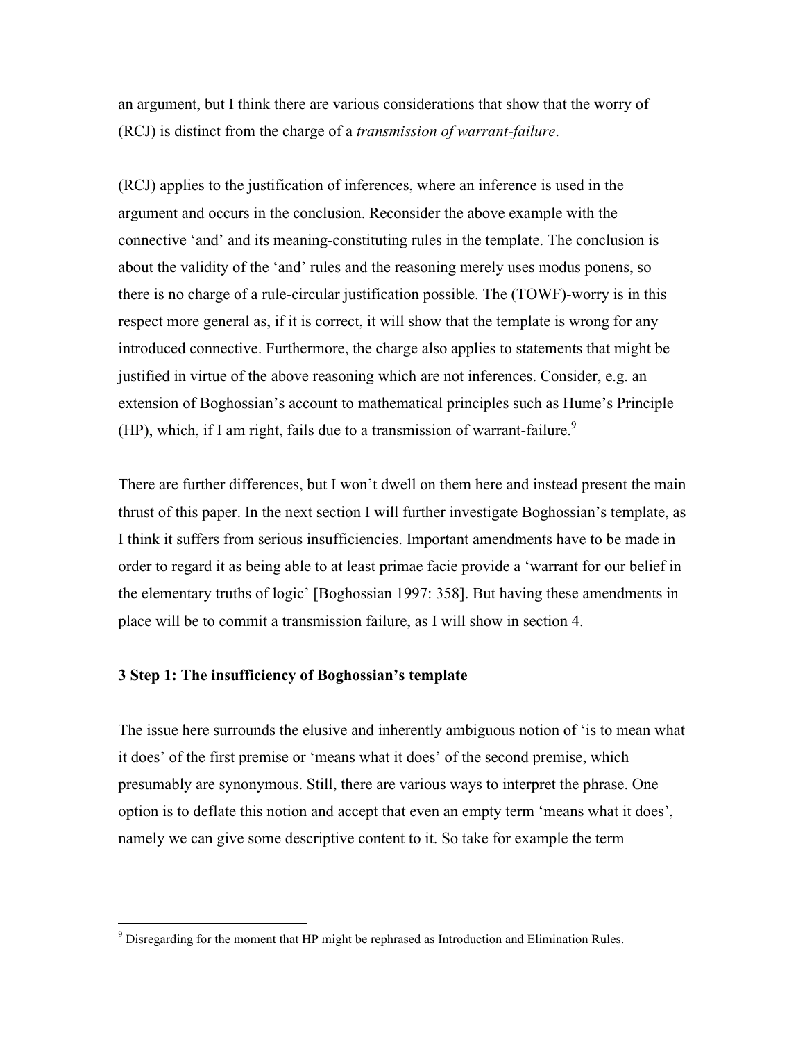an argument, but I think there are various considerations that show that the worry of (RCJ) is distinct from the charge of a *transmission of warrant-failure*.

(RCJ) applies to the justification of inferences, where an inference is used in the argument and occurs in the conclusion. Reconsider the above example with the connective 'and' and its meaning-constituting rules in the template. The conclusion is about the validity of the 'and' rules and the reasoning merely uses modus ponens, so there is no charge of a rule-circular justification possible. The (TOWF)-worry is in this respect more general as, if it is correct, it will show that the template is wrong for any introduced connective. Furthermore, the charge also applies to statements that might be justified in virtue of the above reasoning which are not inferences. Consider, e.g. an extension of Boghossian's account to mathematical principles such as Hume's Principle (HP), which, if I am right, fails due to a transmission of warrant-failure.[9]

There are further differences, but I won't dwell on them here and instead present the main thrust of this paper. In the next section I will further investigate Boghossian's template, as I think it suffers from serious insufficiencies. Important amendments have to be made in order to regard it as being able to at least primae facie provide a 'warrant for our belief in the elementary truths of logic' [Boghossian 1997: 358]. But having these amendments in place will be to commit a transmission failure, as I will show in section 4.

### 3 Step 1: The insufficiency of Boghossian's template

The issue here surrounds the elusive and inherently ambiguous notion of 'is to mean what it does' of the first premise or 'means what it does' of the second premise, which presumably are synonymous. Still, there are various ways to interpret the phrase. One option is to deflate this notion and accept that even an empty term 'means what it does', namely we can give some descriptive content to it. So take for example the term

[9] Disregarding for the moment that HP might be rephrased as Introduction and Elimination Rules.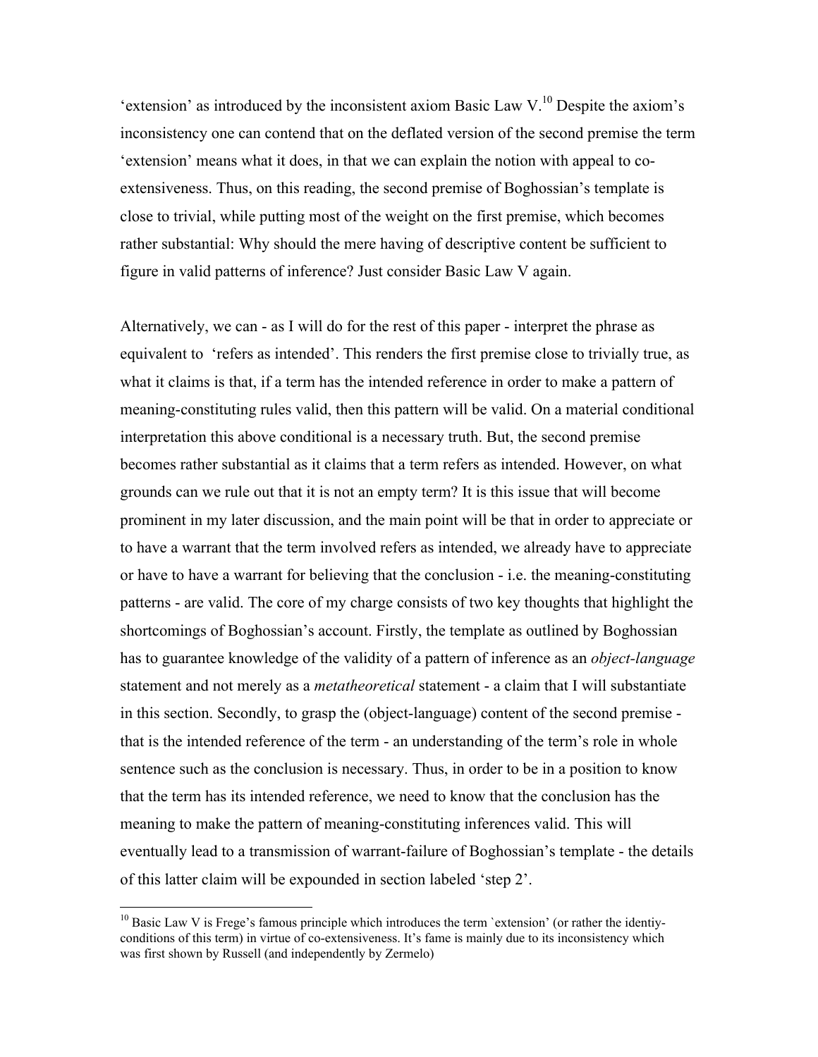'extension' as introduced by the inconsistent axiom Basic Law V.[10] Despite the axiom's inconsistency one can contend that on the deflated version of the second premise the term 'extension' means what it does, in that we can explain the notion with appeal to co-extensiveness. Thus, on this reading, the second premise of Boghossian's template is close to trivial, while putting most of the weight on the first premise, which becomes rather substantial: Why should the mere having of descriptive content be sufficient to figure in valid patterns of inference? Just consider Basic Law V again.

Alternatively, we can - as I will do for the rest of this paper - interpret the phrase as equivalent to 'refers as intended'. This renders the first premise close to trivially true, as what it claims is that, if a term has the intended reference in order to make a pattern of meaning-constituting rules valid, then this pattern will be valid. On a material conditional interpretation this above conditional is a necessary truth. But, the second premise becomes rather substantial as it claims that a term refers as intended. However, on what grounds can we rule out that it is not an empty term? It is this issue that will become prominent in my later discussion, and the main point will be that in order to appreciate or to have a warrant that the term involved refers as intended, we already have to appreciate or have to have a warrant for believing that the conclusion - i.e. the meaning-constituting patterns - are valid. The core of my charge consists of two key thoughts that highlight the shortcomings of Boghossian's account. Firstly, the template as outlined by Boghossian has to guarantee knowledge of the validity of a pattern of inference as an *object-language* statement and not merely as a *metatheoretical* statement - a claim that I will substantiate in this section. Secondly, to grasp the (object-language) content of the second premise - that is the intended reference of the term - an understanding of the term's role in whole sentence such as the conclusion is necessary. Thus, in order to be in a position to know that the term has its intended reference, we need to know that the conclusion has the meaning to make the pattern of meaning-constituting inferences valid. This will eventually lead to a transmission of warrant-failure of Boghossian's template - the details of this latter claim will be expounded in section labeled 'step 2'.

---

[10] Basic Law V is Frege's famous principle which introduces the term `extension' (or rather the identiy-conditions of this term) in virtue of co-extensiveness. It's fame is mainly due to its inconsistency which was first shown by Russell (and independently by Zermelo)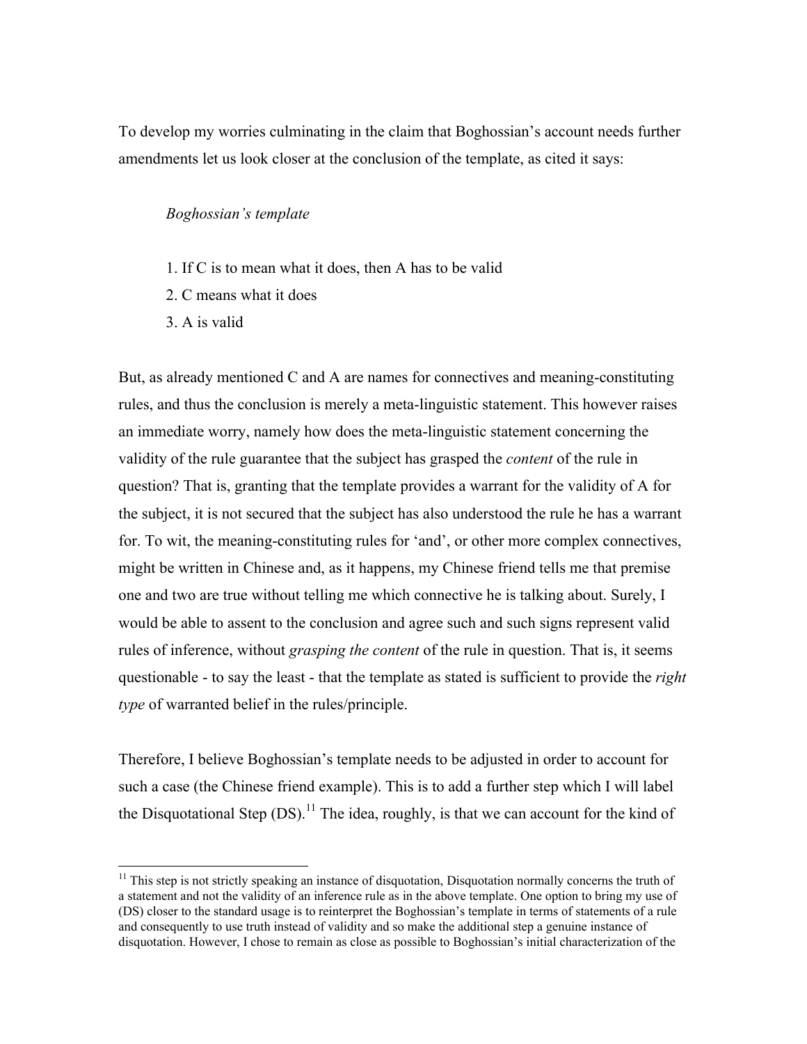To develop my worries culminating in the claim that Boghossian's account needs further amendments let us look closer at the conclusion of the template, as cited it says:

*Boghossian's template*

1. If C is to mean what it does, then A has to be valid
2. C means what it does
3. A is valid

But, as already mentioned C and A are names for connectives and meaning-constituting rules, and thus the conclusion is merely a meta-linguistic statement. This however raises an immediate worry, namely how does the meta-linguistic statement concerning the validity of the rule guarantee that the subject has grasped the *content* of the rule in question? That is, granting that the template provides a warrant for the validity of A for the subject, it is not secured that the subject has also understood the rule he has a warrant for. To wit, the meaning-constituting rules for 'and', or other more complex connectives, might be written in Chinese and, as it happens, my Chinese friend tells me that premise one and two are true without telling me which connective he is talking about. Surely, I would be able to assent to the conclusion and agree such and such signs represent valid rules of inference, without *grasping the content* of the rule in question. That is, it seems questionable - to say the least - that the template as stated is sufficient to provide the *right type* of warranted belief in the rules/principle.

Therefore, I believe Boghossian's template needs to be adjusted in order to account for such a case (the Chinese friend example). This is to add a further step which I will label the Disquotational Step (DS).[11] The idea, roughly, is that we can account for the kind of

[11] This step is not strictly speaking an instance of disquotation, Disquotation normally concerns the truth of a statement and not the validity of an inference rule as in the above template. One option to bring my use of (DS) closer to the standard usage is to reinterpret the Boghossian's template in terms of statements of a rule and consequently to use truth instead of validity and so make the additional step a genuine instance of disquotation. However, I chose to remain as close as possible to Boghossian's initial characterization of the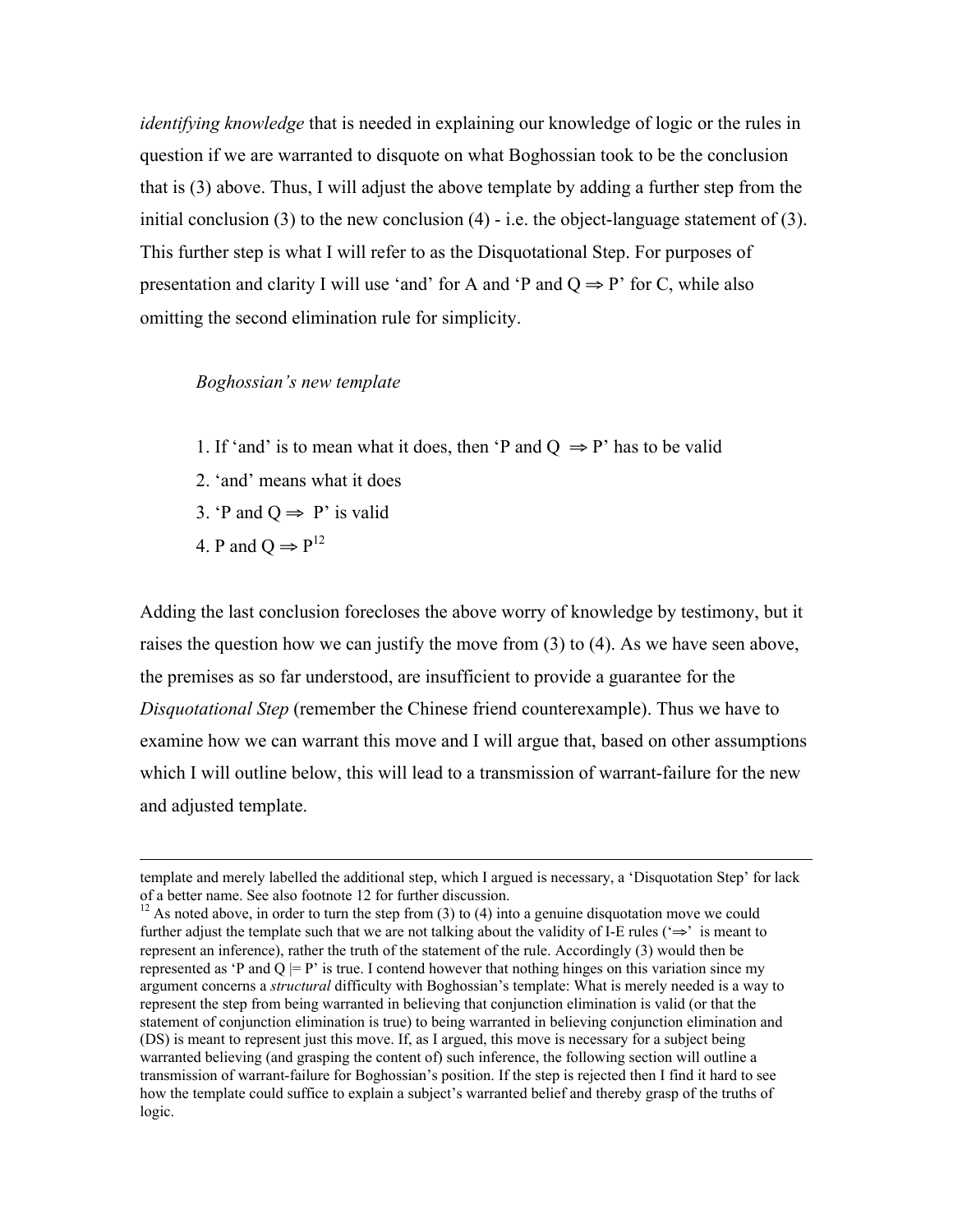*identifying knowledge* that is needed in explaining our knowledge of logic or the rules in question if we are warranted to disquote on what Boghossian took to be the conclusion that is (3) above. Thus, I will adjust the above template by adding a further step from the initial conclusion (3) to the new conclusion (4) - i.e. the object-language statement of (3). This further step is what I will refer to as the Disquotational Step. For purposes of presentation and clarity I will use 'and' for A and 'P and Q ⇒ P' for C, while also omitting the second elimination rule for simplicity.

*Boghossian's new template*

1. If 'and' is to mean what it does, then 'P and Q ⇒ P' has to be valid
2. 'and' means what it does
3. 'P and Q ⇒ P' is valid
4. P and Q ⇒ P[12]

Adding the last conclusion forecloses the above worry of knowledge by testimony, but it raises the question how we can justify the move from (3) to (4). As we have seen above, the premises as so far understood, are insufficient to provide a guarantee for the *Disquotational Step* (remember the Chinese friend counterexample). Thus we have to examine how we can warrant this move and I will argue that, based on other assumptions which I will outline below, this will lead to a transmission of warrant-failure for the new and adjusted template.

---

template and merely labelled the additional step, which I argued is necessary, a 'Disquotation Step' for lack of a better name. See also footnote 12 for further discussion.

[12] As noted above, in order to turn the step from (3) to (4) into a genuine disquotation move we could further adjust the template such that we are not talking about the validity of I-E rules ('⇒' is meant to represent an inference), rather the truth of the statement of the rule. Accordingly (3) would then be represented as 'P and Q |= P' is true. I contend however that nothing hinges on this variation since my argument concerns a *structural* difficulty with Boghossian's template: What is merely needed is a way to represent the step from being warranted in believing that conjunction elimination is valid (or that the statement of conjunction elimination is true) to being warranted in believing conjunction elimination and (DS) is meant to represent just this move. If, as I argued, this move is necessary for a subject being warranted believing (and grasping the content of) such inference, the following section will outline a transmission of warrant-failure for Boghossian's position. If the step is rejected then I find it hard to see how the template could suffice to explain a subject's warranted belief and thereby grasp of the truths of logic.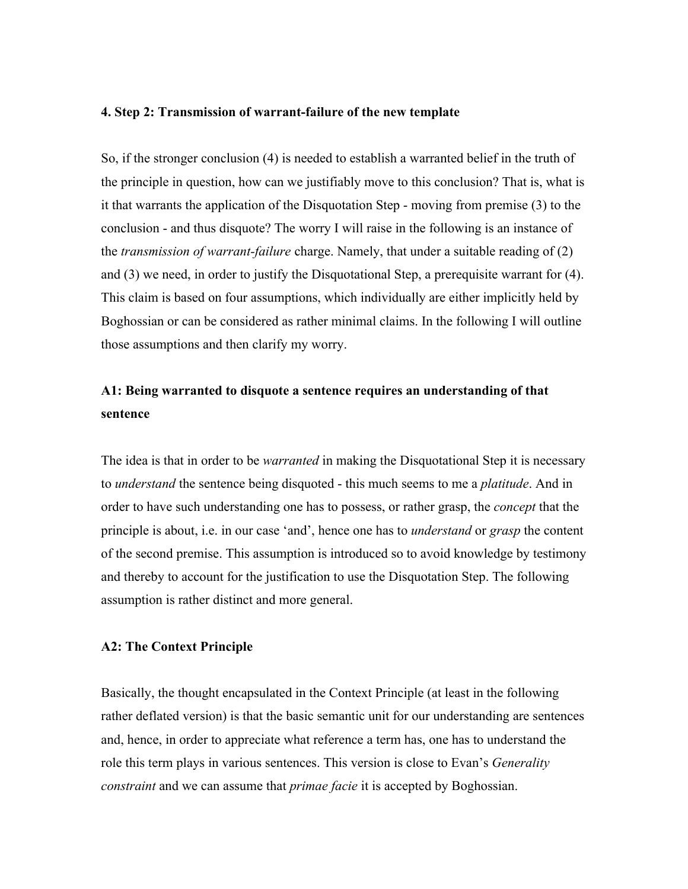### 4. Step 2: Transmission of warrant-failure of the new template

So, if the stronger conclusion (4) is needed to establish a warranted belief in the truth of the principle in question, how can we justifiably move to this conclusion? That is, what is it that warrants the application of the Disquotation Step - moving from premise (3) to the conclusion - and thus disquote? The worry I will raise in the following is an instance of the *transmission of warrant-failure* charge. Namely, that under a suitable reading of (2) and (3) we need, in order to justify the Disquotational Step, a prerequisite warrant for (4). This claim is based on four assumptions, which individually are either implicitly held by Boghossian or can be considered as rather minimal claims. In the following I will outline those assumptions and then clarify my worry.

#### A1: Being warranted to disquote a sentence requires an understanding of that sentence

The idea is that in order to be *warranted* in making the Disquotational Step it is necessary to *understand* the sentence being disquoted - this much seems to me a *platitude*. And in order to have such understanding one has to possess, or rather grasp, the *concept* that the principle is about, i.e. in our case 'and', hence one has to *understand* or *grasp* the content of the second premise. This assumption is introduced so to avoid knowledge by testimony and thereby to account for the justification to use the Disquotation Step. The following assumption is rather distinct and more general.

#### A2: The Context Principle

Basically, the thought encapsulated in the Context Principle (at least in the following rather deflated version) is that the basic semantic unit for our understanding are sentences and, hence, in order to appreciate what reference a term has, one has to understand the role this term plays in various sentences. This version is close to Evan's *Generality constraint* and we can assume that *primae facie* it is accepted by Boghossian.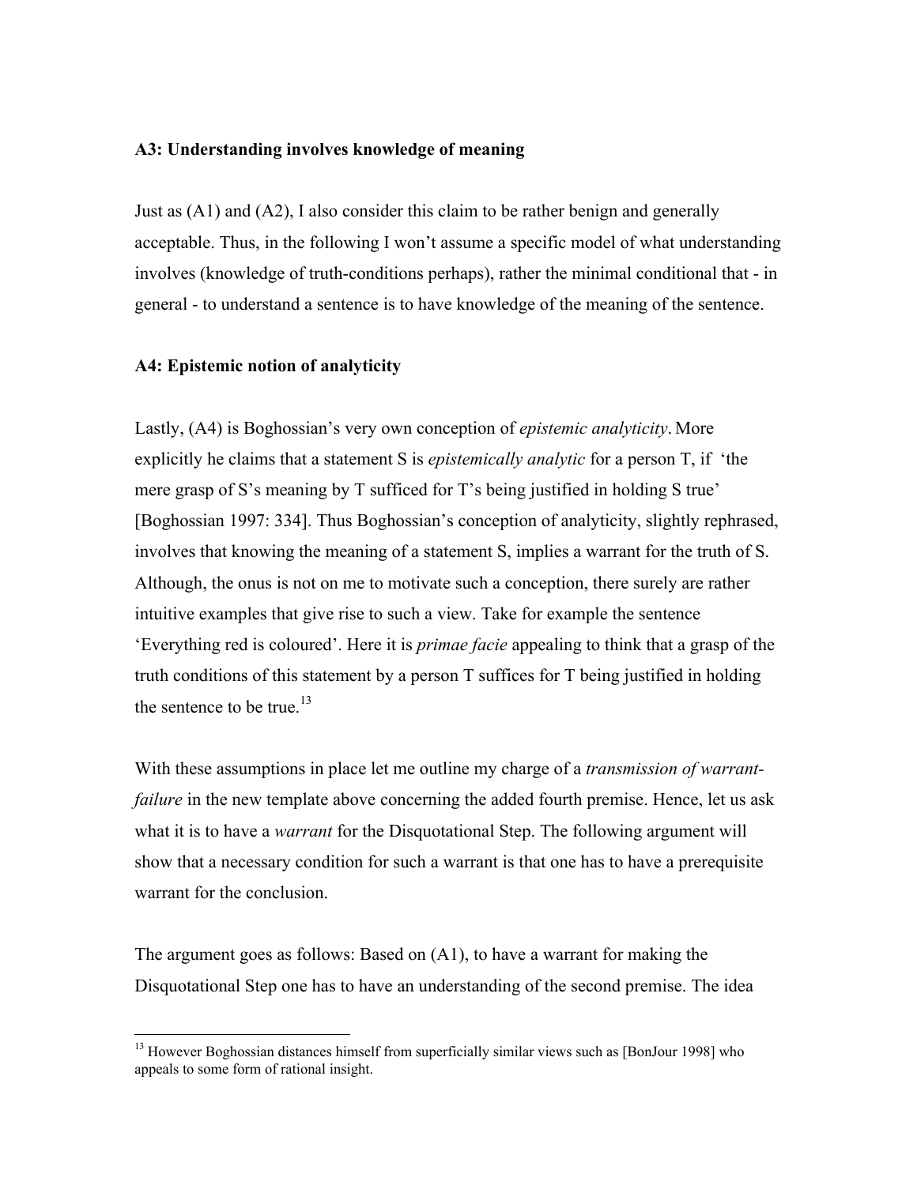**A3: Understanding involves knowledge of meaning**

Just as (A1) and (A2), I also consider this claim to be rather benign and generally acceptable. Thus, in the following I won't assume a specific model of what understanding involves (knowledge of truth-conditions perhaps), rather the minimal conditional that - in general - to understand a sentence is to have knowledge of the meaning of the sentence.

**A4: Epistemic notion of analyticity**

Lastly, (A4) is Boghossian's very own conception of *epistemic analyticity*. More explicitly he claims that a statement S is *epistemically analytic* for a person T, if 'the mere grasp of S's meaning by T sufficed for T's being justified in holding S true' [Boghossian 1997: 334]. Thus Boghossian's conception of analyticity, slightly rephrased, involves that knowing the meaning of a statement S, implies a warrant for the truth of S. Although, the onus is not on me to motivate such a conception, there surely are rather intuitive examples that give rise to such a view. Take for example the sentence 'Everything red is coloured'. Here it is *primae facie* appealing to think that a grasp of the truth conditions of this statement by a person T suffices for T being justified in holding the sentence to be true.[13]

With these assumptions in place let me outline my charge of a *transmission of warrant-failure* in the new template above concerning the added fourth premise. Hence, let us ask what it is to have a *warrant* for the Disquotational Step. The following argument will show that a necessary condition for such a warrant is that one has to have a prerequisite warrant for the conclusion.

The argument goes as follows: Based on (A1), to have a warrant for making the Disquotational Step one has to have an understanding of the second premise. The idea

[13] However Boghossian distances himself from superficially similar views such as [BonJour 1998] who appeals to some form of rational insight.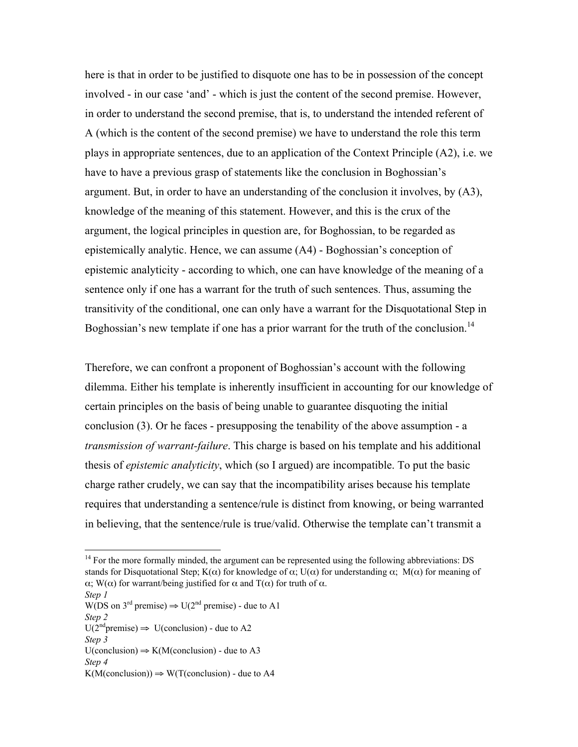here is that in order to be justified to disquote one has to be in possession of the concept involved - in our case 'and' - which is just the content of the second premise. However, in order to understand the second premise, that is, to understand the intended referent of A (which is the content of the second premise) we have to understand the role this term plays in appropriate sentences, due to an application of the Context Principle (A2), i.e. we have to have a previous grasp of statements like the conclusion in Boghossian's argument. But, in order to have an understanding of the conclusion it involves, by (A3), knowledge of the meaning of this statement. However, and this is the crux of the argument, the logical principles in question are, for Boghossian, to be regarded as epistemically analytic. Hence, we can assume (A4) - Boghossian's conception of epistemic analyticity - according to which, one can have knowledge of the meaning of a sentence only if one has a warrant for the truth of such sentences. Thus, assuming the transitivity of the conditional, one can only have a warrant for the Disquotational Step in Boghossian's new template if one has a prior warrant for the truth of the conclusion.[14]

Therefore, we can confront a proponent of Boghossian's account with the following dilemma. Either his template is inherently insufficient in accounting for our knowledge of certain principles on the basis of being unable to guarantee disquoting the initial conclusion (3). Or he faces - presupposing the tenability of the above assumption - a *transmission of warrant-failure*. This charge is based on his template and his additional thesis of *epistemic analyticity*, which (so I argued) are incompatible. To put the basic charge rather crudely, we can say that the incompatibility arises because his template requires that understanding a sentence/rule is distinct from knowing, or being warranted in believing, that the sentence/rule is true/valid. Otherwise the template can't transmit a

---

[14] For the more formally minded, the argument can be represented using the following abbreviations: DS stands for Disquotational Step; $K(\alpha)$ for knowledge of $\alpha$; $U(\alpha)$ for understanding $\alpha$; $M(\alpha)$ for meaning of $\alpha$; $W(\alpha)$ for warrant/being justified for $\alpha$ and $T(\alpha)$ for truth of $\alpha$.

*Step 1*

W(DS on 3rd premise) $\Rightarrow$ U(2nd premise) - due to A1

*Step 2*

U(2nd premise) $\Rightarrow$ U(conclusion) - due to A2

*Step 3*

U(conclusion) $\Rightarrow$ K(M(conclusion) - due to A3

*Step 4*

K(M(conclusion)) $\Rightarrow$ W(T(conclusion) - due to A4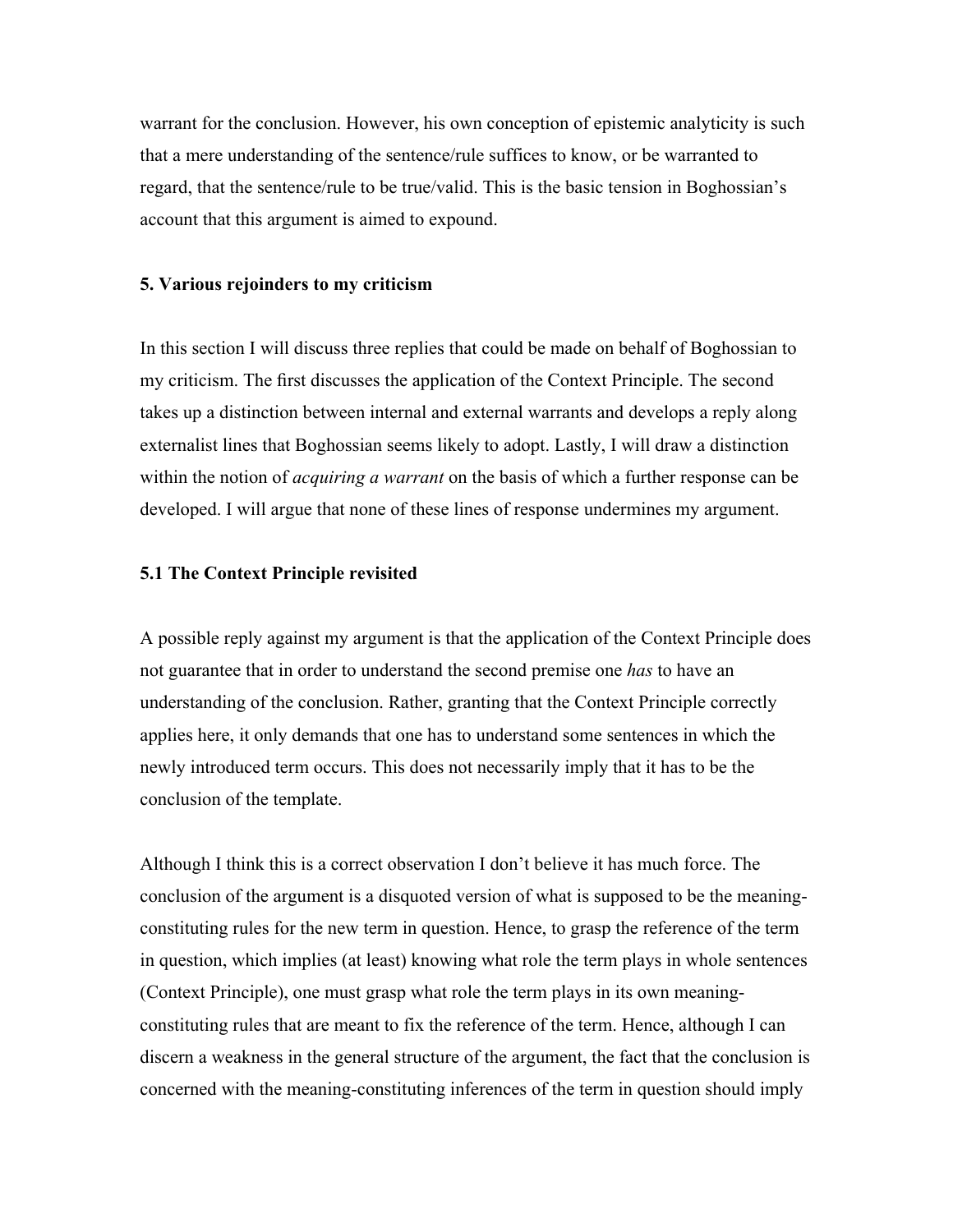warrant for the conclusion. However, his own conception of epistemic analyticity is such that a mere understanding of the sentence/rule suffices to know, or be warranted to regard, that the sentence/rule to be true/valid. This is the basic tension in Boghossian's account that this argument is aimed to expound.

## 5. Various rejoinders to my criticism

In this section I will discuss three replies that could be made on behalf of Boghossian to my criticism. The first discusses the application of the Context Principle. The second takes up a distinction between internal and external warrants and develops a reply along externalist lines that Boghossian seems likely to adopt. Lastly, I will draw a distinction within the notion of *acquiring a warrant* on the basis of which a further response can be developed. I will argue that none of these lines of response undermines my argument.

### 5.1 The Context Principle revisited

A possible reply against my argument is that the application of the Context Principle does not guarantee that in order to understand the second premise one *has* to have an understanding of the conclusion. Rather, granting that the Context Principle correctly applies here, it only demands that one has to understand some sentences in which the newly introduced term occurs. This does not necessarily imply that it has to be the conclusion of the template.

Although I think this is a correct observation I don't believe it has much force. The conclusion of the argument is a disquoted version of what is supposed to be the meaning-constituting rules for the new term in question. Hence, to grasp the reference of the term in question, which implies (at least) knowing what role the term plays in whole sentences (Context Principle), one must grasp what role the term plays in its own meaning-constituting rules that are meant to fix the reference of the term. Hence, although I can discern a weakness in the general structure of the argument, the fact that the conclusion is concerned with the meaning-constituting inferences of the term in question should imply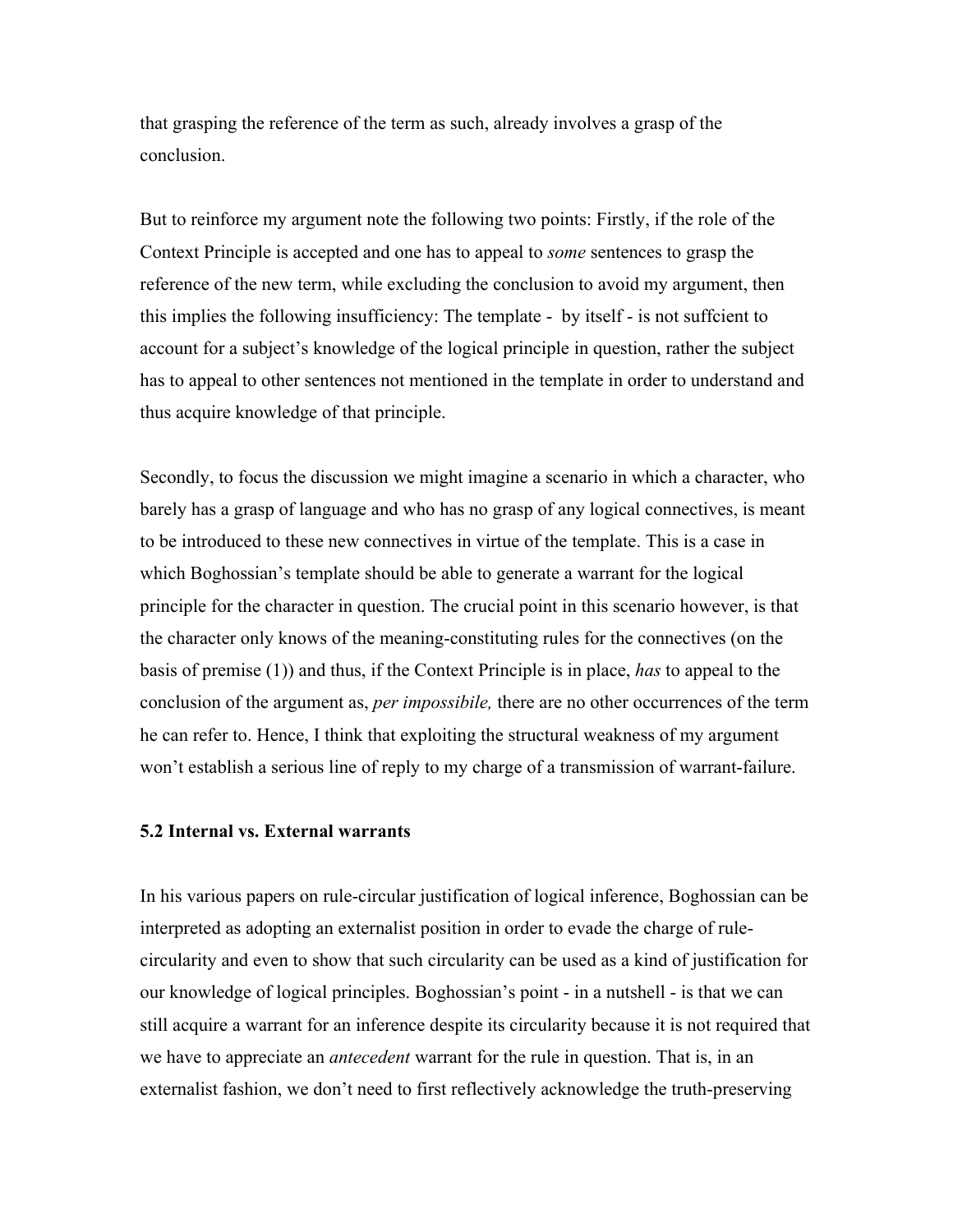that grasping the reference of the term as such, already involves a grasp of the conclusion.

But to reinforce my argument note the following two points: Firstly, if the role of the Context Principle is accepted and one has to appeal to *some* sentences to grasp the reference of the new term, while excluding the conclusion to avoid my argument, then this implies the following insufficiency: The template - by itself - is not suffcient to account for a subject's knowledge of the logical principle in question, rather the subject has to appeal to other sentences not mentioned in the template in order to understand and thus acquire knowledge of that principle.

Secondly, to focus the discussion we might imagine a scenario in which a character, who barely has a grasp of language and who has no grasp of any logical connectives, is meant to be introduced to these new connectives in virtue of the template. This is a case in which Boghossian's template should be able to generate a warrant for the logical principle for the character in question. The crucial point in this scenario however, is that the character only knows of the meaning-constituting rules for the connectives (on the basis of premise (1)) and thus, if the Context Principle is in place, *has* to appeal to the conclusion of the argument as, *per impossibile,* there are no other occurrences of the term he can refer to. Hence, I think that exploiting the structural weakness of my argument won't establish a serious line of reply to my charge of a transmission of warrant-failure.

### 5.2 Internal vs. External warrants

In his various papers on rule-circular justification of logical inference, Boghossian can be interpreted as adopting an externalist position in order to evade the charge of rule-circularity and even to show that such circularity can be used as a kind of justification for our knowledge of logical principles. Boghossian's point - in a nutshell - is that we can still acquire a warrant for an inference despite its circularity because it is not required that we have to appreciate an *antecedent* warrant for the rule in question. That is, in an externalist fashion, we don't need to first reflectively acknowledge the truth-preserving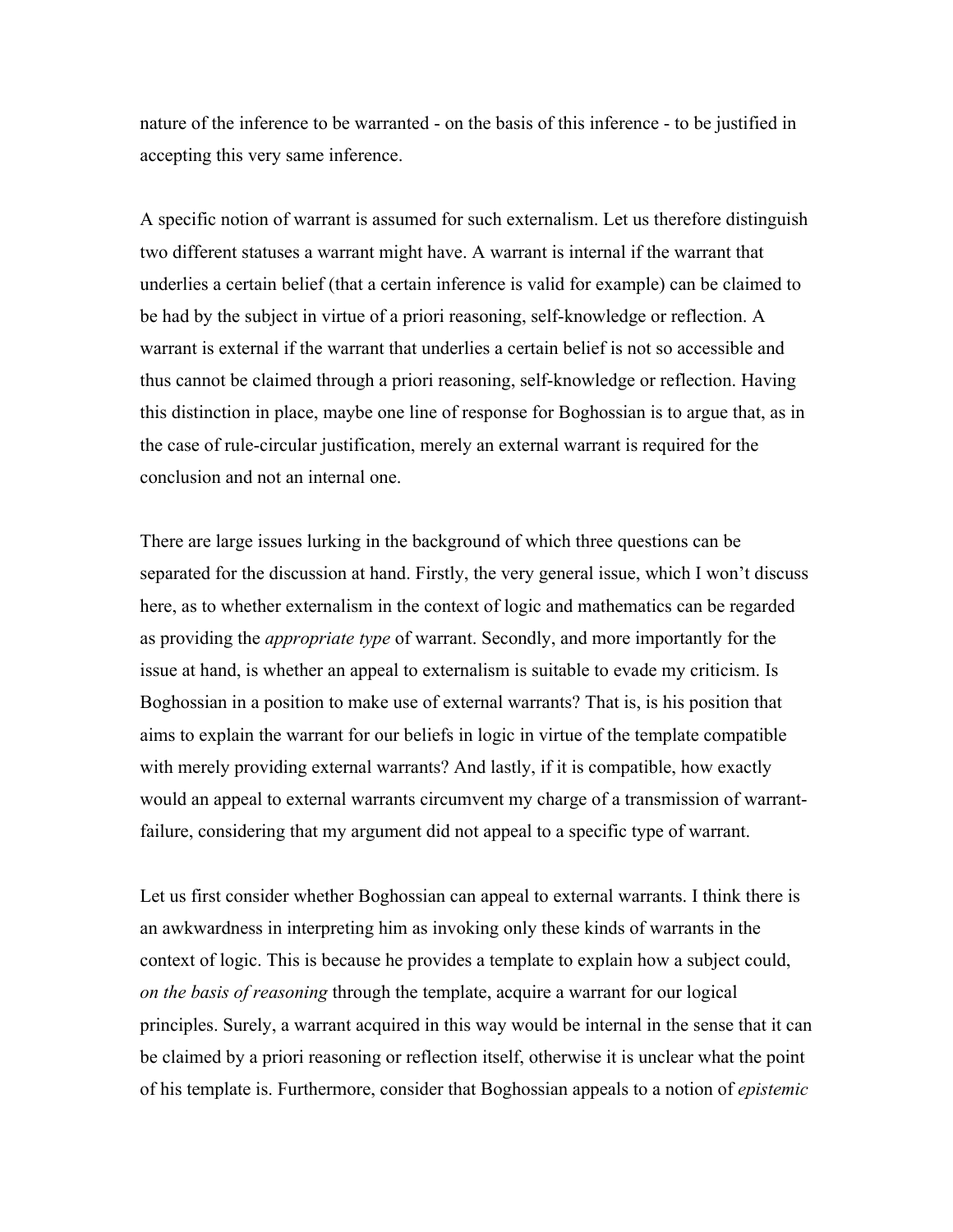nature of the inference to be warranted - on the basis of this inference - to be justified in accepting this very same inference.

A specific notion of warrant is assumed for such externalism. Let us therefore distinguish two different statuses a warrant might have. A warrant is internal if the warrant that underlies a certain belief (that a certain inference is valid for example) can be claimed to be had by the subject in virtue of a priori reasoning, self-knowledge or reflection. A warrant is external if the warrant that underlies a certain belief is not so accessible and thus cannot be claimed through a priori reasoning, self-knowledge or reflection. Having this distinction in place, maybe one line of response for Boghossian is to argue that, as in the case of rule-circular justification, merely an external warrant is required for the conclusion and not an internal one.

There are large issues lurking in the background of which three questions can be separated for the discussion at hand. Firstly, the very general issue, which I won't discuss here, as to whether externalism in the context of logic and mathematics can be regarded as providing the *appropriate type* of warrant. Secondly, and more importantly for the issue at hand, is whether an appeal to externalism is suitable to evade my criticism. Is Boghossian in a position to make use of external warrants? That is, is his position that aims to explain the warrant for our beliefs in logic in virtue of the template compatible with merely providing external warrants? And lastly, if it is compatible, how exactly would an appeal to external warrants circumvent my charge of a transmission of warrant-failure, considering that my argument did not appeal to a specific type of warrant.

Let us first consider whether Boghossian can appeal to external warrants. I think there is an awkwardness in interpreting him as invoking only these kinds of warrants in the context of logic. This is because he provides a template to explain how a subject could, *on the basis of reasoning* through the template, acquire a warrant for our logical principles. Surely, a warrant acquired in this way would be internal in the sense that it can be claimed by a priori reasoning or reflection itself, otherwise it is unclear what the point of his template is. Furthermore, consider that Boghossian appeals to a notion of *epistemic*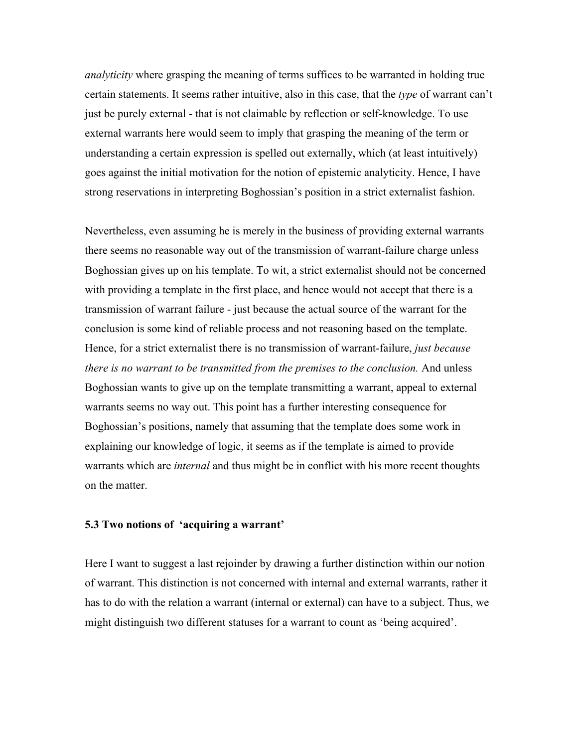*analyticity* where grasping the meaning of terms suffices to be warranted in holding true certain statements. It seems rather intuitive, also in this case, that the *type* of warrant can't just be purely external - that is not claimable by reflection or self-knowledge. To use external warrants here would seem to imply that grasping the meaning of the term or understanding a certain expression is spelled out externally, which (at least intuitively) goes against the initial motivation for the notion of epistemic analyticity. Hence, I have strong reservations in interpreting Boghossian's position in a strict externalist fashion.

Nevertheless, even assuming he is merely in the business of providing external warrants there seems no reasonable way out of the transmission of warrant-failure charge unless Boghossian gives up on his template. To wit, a strict externalist should not be concerned with providing a template in the first place, and hence would not accept that there is a transmission of warrant failure - just because the actual source of the warrant for the conclusion is some kind of reliable process and not reasoning based on the template. Hence, for a strict externalist there is no transmission of warrant-failure, *just because there is no warrant to be transmitted from the premises to the conclusion.* And unless Boghossian wants to give up on the template transmitting a warrant, appeal to external warrants seems no way out. This point has a further interesting consequence for Boghossian's positions, namely that assuming that the template does some work in explaining our knowledge of logic, it seems as if the template is aimed to provide warrants which are *internal* and thus might be in conflict with his more recent thoughts on the matter.

### 5.3 Two notions of 'acquiring a warrant'

Here I want to suggest a last rejoinder by drawing a further distinction within our notion of warrant. This distinction is not concerned with internal and external warrants, rather it has to do with the relation a warrant (internal or external) can have to a subject. Thus, we might distinguish two different statuses for a warrant to count as 'being acquired'.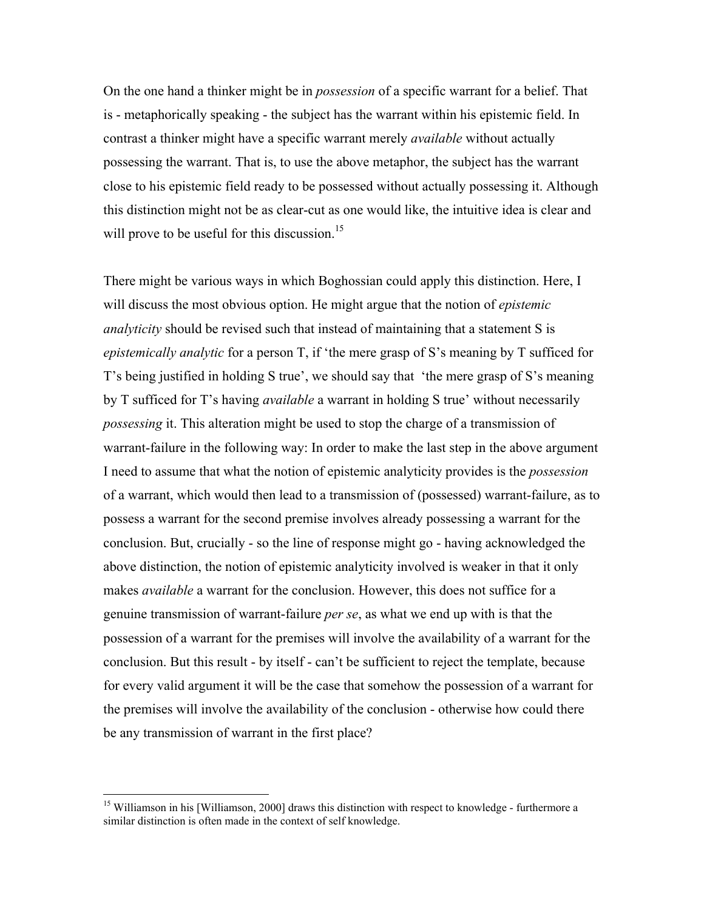On the one hand a thinker might be in *possession* of a specific warrant for a belief. That is - metaphorically speaking - the subject has the warrant within his epistemic field. In contrast a thinker might have a specific warrant merely *available* without actually possessing the warrant. That is, to use the above metaphor, the subject has the warrant close to his epistemic field ready to be possessed without actually possessing it. Although this distinction might not be as clear-cut as one would like, the intuitive idea is clear and will prove to be useful for this discussion.[15]

There might be various ways in which Boghossian could apply this distinction. Here, I will discuss the most obvious option. He might argue that the notion of *epistemic analyticity* should be revised such that instead of maintaining that a statement S is *epistemically analytic* for a person T, if 'the mere grasp of S's meaning by T sufficed for T's being justified in holding S true', we should say that 'the mere grasp of S's meaning by T sufficed for T's having *available* a warrant in holding S true' without necessarily *possessing* it. This alteration might be used to stop the charge of a transmission of warrant-failure in the following way: In order to make the last step in the above argument I need to assume that what the notion of epistemic analyticity provides is the *possession* of a warrant, which would then lead to a transmission of (possessed) warrant-failure, as to possess a warrant for the second premise involves already possessing a warrant for the conclusion. But, crucially - so the line of response might go - having acknowledged the above distinction, the notion of epistemic analyticity involved is weaker in that it only makes *available* a warrant for the conclusion. However, this does not suffice for a genuine transmission of warrant-failure *per se*, as what we end up with is that the possession of a warrant for the premises will involve the availability of a warrant for the conclusion. But this result - by itself - can't be sufficient to reject the template, because for every valid argument it will be the case that somehow the possession of a warrant for the premises will involve the availability of the conclusion - otherwise how could there be any transmission of warrant in the first place?

---

[15] Williamson in his [Williamson, 2000] draws this distinction with respect to knowledge - furthermore a similar distinction is often made in the context of self knowledge.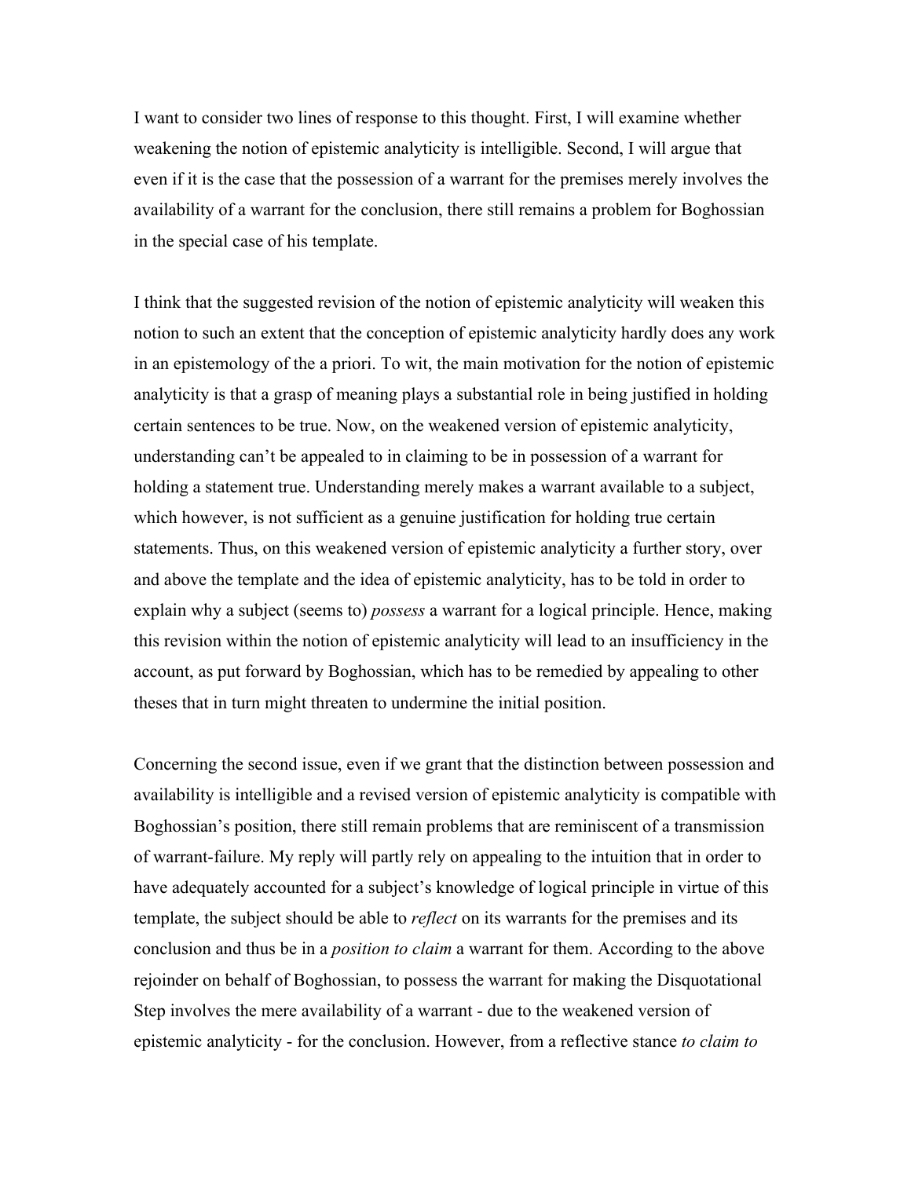I want to consider two lines of response to this thought. First, I will examine whether weakening the notion of epistemic analyticity is intelligible. Second, I will argue that even if it is the case that the possession of a warrant for the premises merely involves the availability of a warrant for the conclusion, there still remains a problem for Boghossian in the special case of his template.

I think that the suggested revision of the notion of epistemic analyticity will weaken this notion to such an extent that the conception of epistemic analyticity hardly does any work in an epistemology of the a priori. To wit, the main motivation for the notion of epistemic analyticity is that a grasp of meaning plays a substantial role in being justified in holding certain sentences to be true. Now, on the weakened version of epistemic analyticity, understanding can't be appealed to in claiming to be in possession of a warrant for holding a statement true. Understanding merely makes a warrant available to a subject, which however, is not sufficient as a genuine justification for holding true certain statements. Thus, on this weakened version of epistemic analyticity a further story, over and above the template and the idea of epistemic analyticity, has to be told in order to explain why a subject (seems to) *possess* a warrant for a logical principle. Hence, making this revision within the notion of epistemic analyticity will lead to an insufficiency in the account, as put forward by Boghossian, which has to be remedied by appealing to other theses that in turn might threaten to undermine the initial position.

Concerning the second issue, even if we grant that the distinction between possession and availability is intelligible and a revised version of epistemic analyticity is compatible with Boghossian's position, there still remain problems that are reminiscent of a transmission of warrant-failure. My reply will partly rely on appealing to the intuition that in order to have adequately accounted for a subject's knowledge of logical principle in virtue of this template, the subject should be able to *reflect* on its warrants for the premises and its conclusion and thus be in a *position to claim* a warrant for them. According to the above rejoinder on behalf of Boghossian, to possess the warrant for making the Disquotational Step involves the mere availability of a warrant - due to the weakened version of epistemic analyticity - for the conclusion. However, from a reflective stance *to claim to*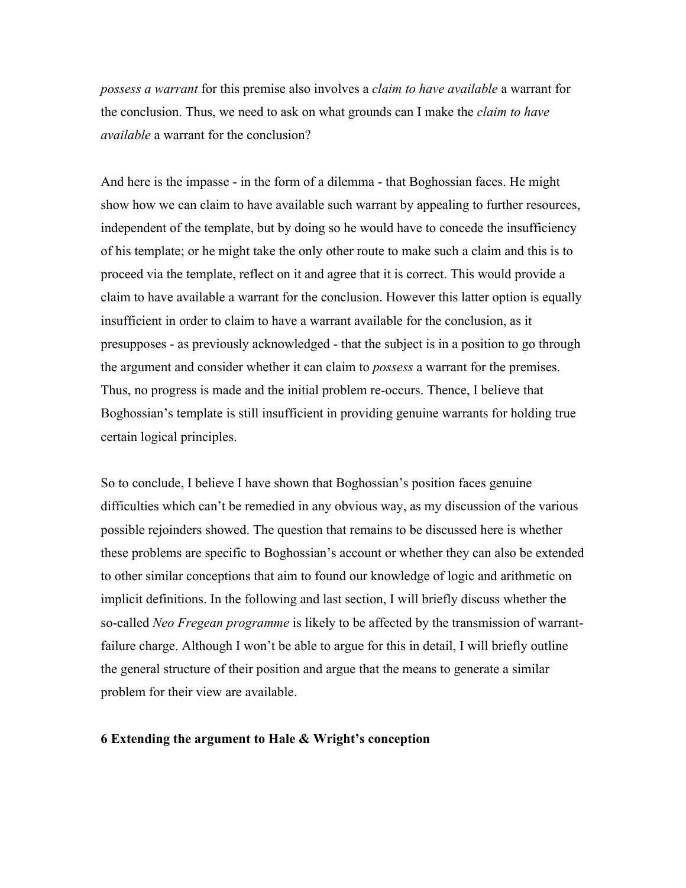*possess a warrant* for this premise also involves a *claim to have available* a warrant for the conclusion. Thus, we need to ask on what grounds can I make the *claim to have available* a warrant for the conclusion?

And here is the impasse - in the form of a dilemma - that Boghossian faces. He might show how we can claim to have available such warrant by appealing to further resources, independent of the template, but by doing so he would have to concede the insufficiency of his template; or he might take the only other route to make such a claim and this is to proceed via the template, reflect on it and agree that it is correct. This would provide a claim to have available a warrant for the conclusion. However this latter option is equally insufficient in order to claim to have a warrant available for the conclusion, as it presupposes - as previously acknowledged - that the subject is in a position to go through the argument and consider whether it can claim to *possess* a warrant for the premises. Thus, no progress is made and the initial problem re-occurs. Thence, I believe that Boghossian's template is still insufficient in providing genuine warrants for holding true certain logical principles.

So to conclude, I believe I have shown that Boghossian's position faces genuine difficulties which can't be remedied in any obvious way, as my discussion of the various possible rejoinders showed. The question that remains to be discussed here is whether these problems are specific to Boghossian's account or whether they can also be extended to other similar conceptions that aim to found our knowledge of logic and arithmetic on implicit definitions. In the following and last section, I will briefly discuss whether the so-called *Neo Fregean programme* is likely to be affected by the transmission of warrant-failure charge. Although I won't be able to argue for this in detail, I will briefly outline the general structure of their position and argue that the means to generate a similar problem for their view are available.

## 6 Extending the argument to Hale & Wright's conception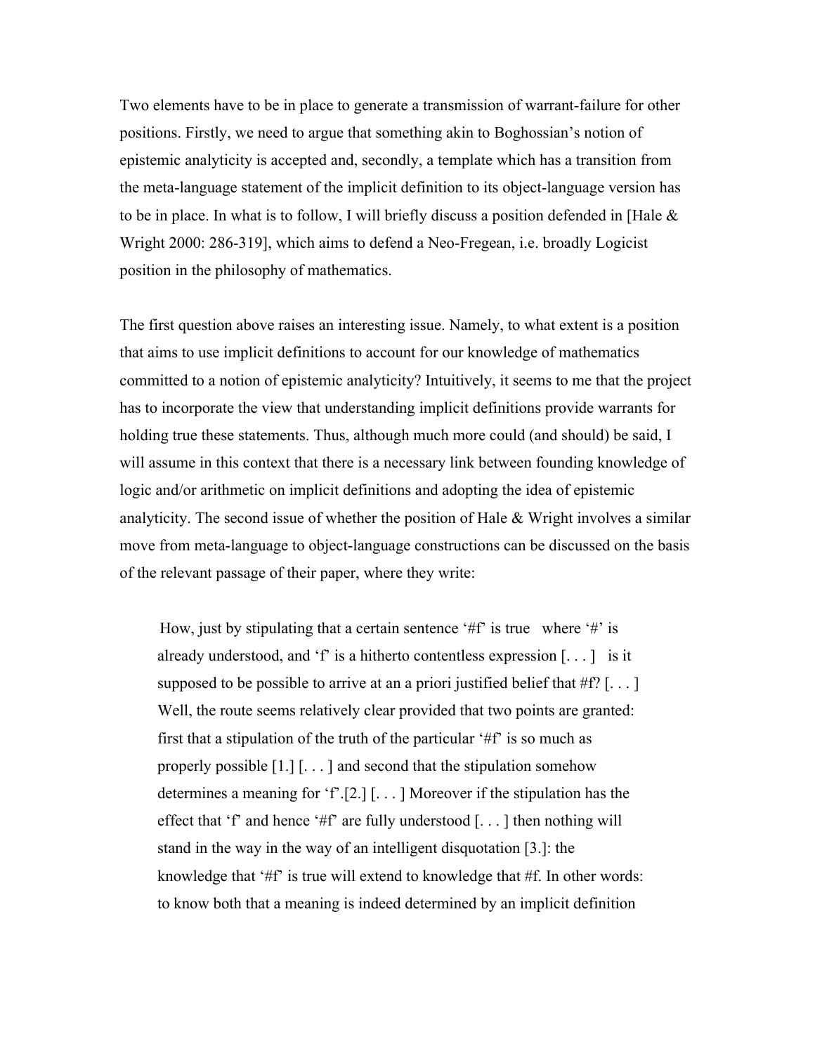Two elements have to be in place to generate a transmission of warrant-failure for other positions. Firstly, we need to argue that something akin to Boghossian's notion of epistemic analyticity is accepted and, secondly, a template which has a transition from the meta-language statement of the implicit definition to its object-language version has to be in place. In what is to follow, I will briefly discuss a position defended in [Hale & Wright 2000: 286-319], which aims to defend a Neo-Fregean, i.e. broadly Logicist position in the philosophy of mathematics.

The first question above raises an interesting issue. Namely, to what extent is a position that aims to use implicit definitions to account for our knowledge of mathematics committed to a notion of epistemic analyticity? Intuitively, it seems to me that the project has to incorporate the view that understanding implicit definitions provide warrants for holding true these statements. Thus, although much more could (and should) be said, I will assume in this context that there is a necessary link between founding knowledge of logic and/or arithmetic on implicit definitions and adopting the idea of epistemic analyticity. The second issue of whether the position of Hale & Wright involves a similar move from meta-language to object-language constructions can be discussed on the basis of the relevant passage of their paper, where they write:

> How, just by stipulating that a certain sentence '#f' is true where '#' is already understood, and 'f' is a hitherto contentless expression [. . . ] is it supposed to be possible to arrive at an a priori justified belief that #f? [. . . ] Well, the route seems relatively clear provided that two points are granted: first that a stipulation of the truth of the particular '#f' is so much as properly possible [1.] [. . . ] and second that the stipulation somehow determines a meaning for 'f'.[2.] [. . . ] Moreover if the stipulation has the effect that 'f' and hence '#f' are fully understood [. . . ] then nothing will stand in the way in the way of an intelligent disquotation [3.]: the knowledge that '#f' is true will extend to knowledge that #f. In other words: to know both that a meaning is indeed determined by an implicit definition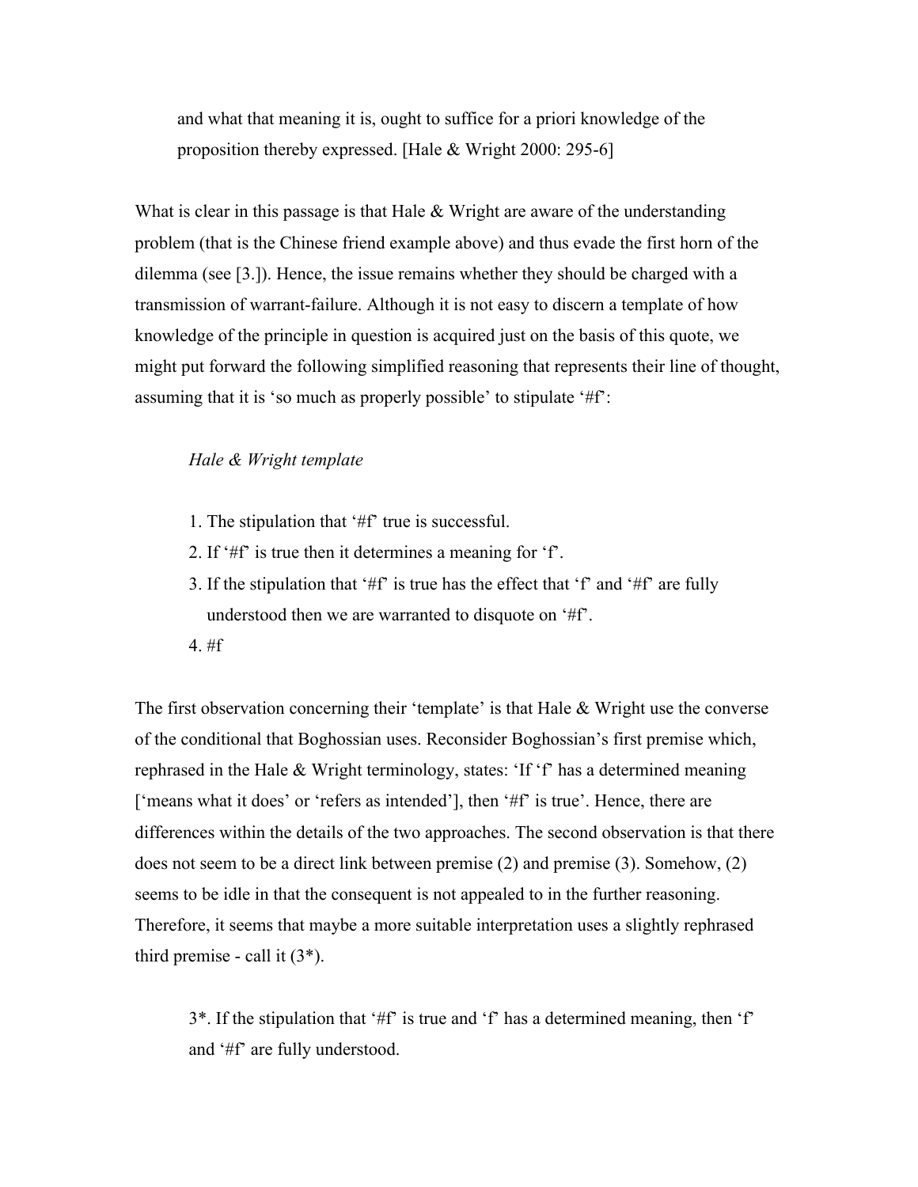> and what that meaning it is, ought to suffice for a priori knowledge of the proposition thereby expressed. [Hale & Wright 2000: 295-6]

What is clear in this passage is that Hale & Wright are aware of the understanding problem (that is the Chinese friend example above) and thus evade the first horn of the dilemma (see [3.]). Hence, the issue remains whether they should be charged with a transmission of warrant-failure. Although it is not easy to discern a template of how knowledge of the principle in question is acquired just on the basis of this quote, we might put forward the following simplified reasoning that represents their line of thought, assuming that it is 'so much as properly possible' to stipulate '#f':

> *Hale & Wright template*
>
> 1. The stipulation that '#f' true is successful.
> 2. If '#f' is true then it determines a meaning for 'f'.
> 3. If the stipulation that '#f' is true has the effect that 'f' and '#f' are fully understood then we are warranted to disquote on '#f'.
> 4. #f

The first observation concerning their 'template' is that Hale & Wright use the converse of the conditional that Boghossian uses. Reconsider Boghossian's first premise which, rephrased in the Hale & Wright terminology, states: 'If 'f' has a determined meaning ['means what it does' or 'refers as intended'], then '#f' is true'. Hence, there are differences within the details of the two approaches. The second observation is that there does not seem to be a direct link between premise (2) and premise (3). Somehow, (2) seems to be idle in that the consequent is not appealed to in the further reasoning. Therefore, it seems that maybe a more suitable interpretation uses a slightly rephrased third premise - call it (3*).

> 3*. If the stipulation that '#f' is true and 'f' has a determined meaning, then 'f' and '#f' are fully understood.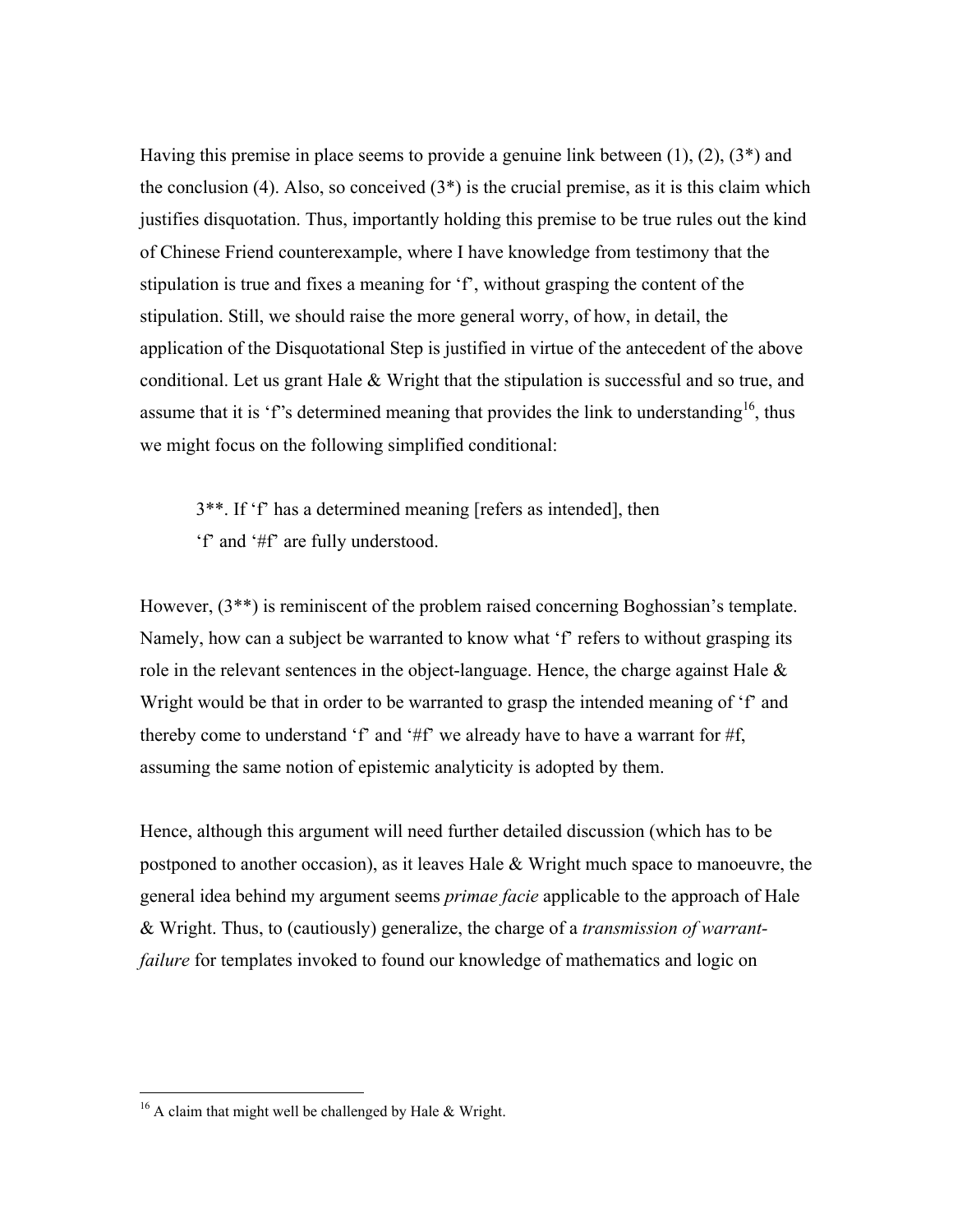Having this premise in place seems to provide a genuine link between (1), (2), (3*) and the conclusion (4). Also, so conceived (3*) is the crucial premise, as it is this claim which justifies disquotation. Thus, importantly holding this premise to be true rules out the kind of Chinese Friend counterexample, where I have knowledge from testimony that the stipulation is true and fixes a meaning for 'f', without grasping the content of the stipulation. Still, we should raise the more general worry, of how, in detail, the application of the Disquotational Step is justified in virtue of the antecedent of the above conditional. Let us grant Hale & Wright that the stipulation is successful and so true, and assume that it is 'f''s determined meaning that provides the link to understanding[16], thus we might focus on the following simplified conditional:

> 3**. If 'f' has a determined meaning [refers as intended], then
> 'f' and '#f' are fully understood.

However, (3**) is reminiscent of the problem raised concerning Boghossian's template. Namely, how can a subject be warranted to know what 'f' refers to without grasping its role in the relevant sentences in the object-language. Hence, the charge against Hale & Wright would be that in order to be warranted to grasp the intended meaning of 'f' and thereby come to understand 'f' and '#f' we already have to have a warrant for #f, assuming the same notion of epistemic analyticity is adopted by them.

Hence, although this argument will need further detailed discussion (which has to be postponed to another occasion), as it leaves Hale & Wright much space to manoeuvre, the general idea behind my argument seems *primae facie* applicable to the approach of Hale & Wright. Thus, to (cautiously) generalize, the charge of a *transmission of warrant-failure* for templates invoked to found our knowledge of mathematics and logic on

---

[16] A claim that might well be challenged by Hale & Wright.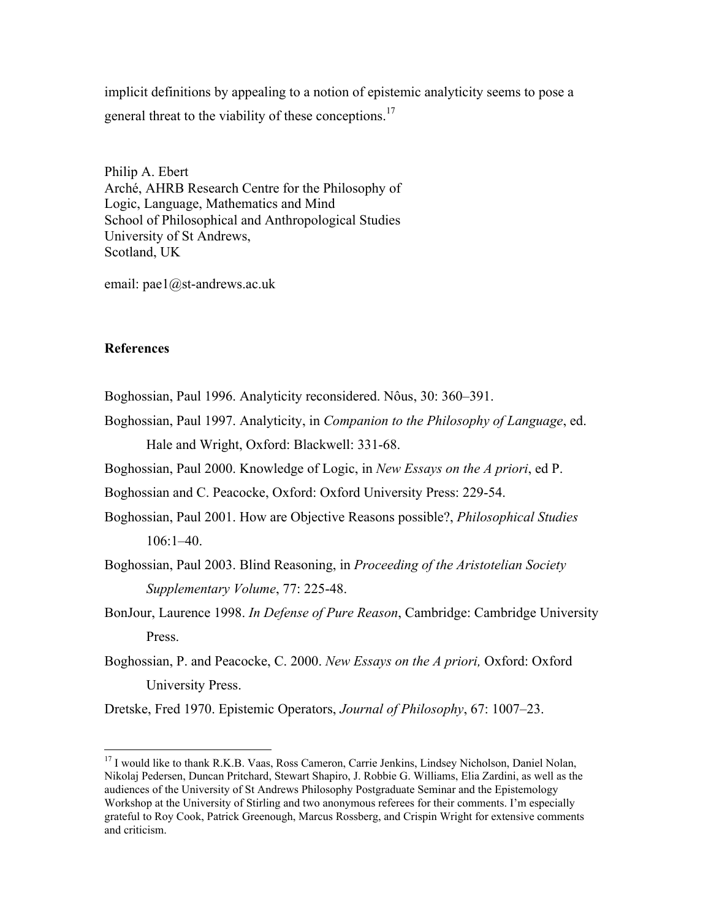implicit definitions by appealing to a notion of epistemic analyticity seems to pose a general threat to the viability of these conceptions.[17]

Philip A. Ebert
Arché, AHRB Research Centre for the Philosophy of
Logic, Language, Mathematics and Mind
School of Philosophical and Anthropological Studies
University of St Andrews,
Scotland, UK

email: pae1@st-andrews.ac.uk

### References

Boghossian, Paul 1996. Analyticity reconsidered. Noûs, 30: 360–391.

Boghossian, Paul 1997. Analyticity, in *Companion to the Philosophy of Language*, ed. Hale and Wright, Oxford: Blackwell: 331-68.

Boghossian, Paul 2000. Knowledge of Logic, in *New Essays on the A priori*, ed P.

Boghossian and C. Peacocke, Oxford: Oxford University Press: 229-54.

Boghossian, Paul 2001. How are Objective Reasons possible?, *Philosophical Studies* 106:1–40.

Boghossian, Paul 2003. Blind Reasoning, in *Proceeding of the Aristotelian Society Supplementary Volume*, 77: 225-48.

BonJour, Laurence 1998. *In Defense of Pure Reason*, Cambridge: Cambridge University Press.

Boghossian, P. and Peacocke, C. 2000. *New Essays on the A priori,* Oxford: Oxford University Press.

Dretske, Fred 1970. Epistemic Operators, *Journal of Philosophy*, 67: 1007–23.

---

[17] I would like to thank R.K.B. Vaas, Ross Cameron, Carrie Jenkins, Lindsey Nicholson, Daniel Nolan, Nikolaj Pedersen, Duncan Pritchard, Stewart Shapiro, J. Robbie G. Williams, Elia Zardini, as well as the audiences of the University of St Andrews Philosophy Postgraduate Seminar and the Epistemology Workshop at the University of Stirling and two anonymous referees for their comments. I'm especially grateful to Roy Cook, Patrick Greenough, Marcus Rossberg, and Crispin Wright for extensive comments and criticism.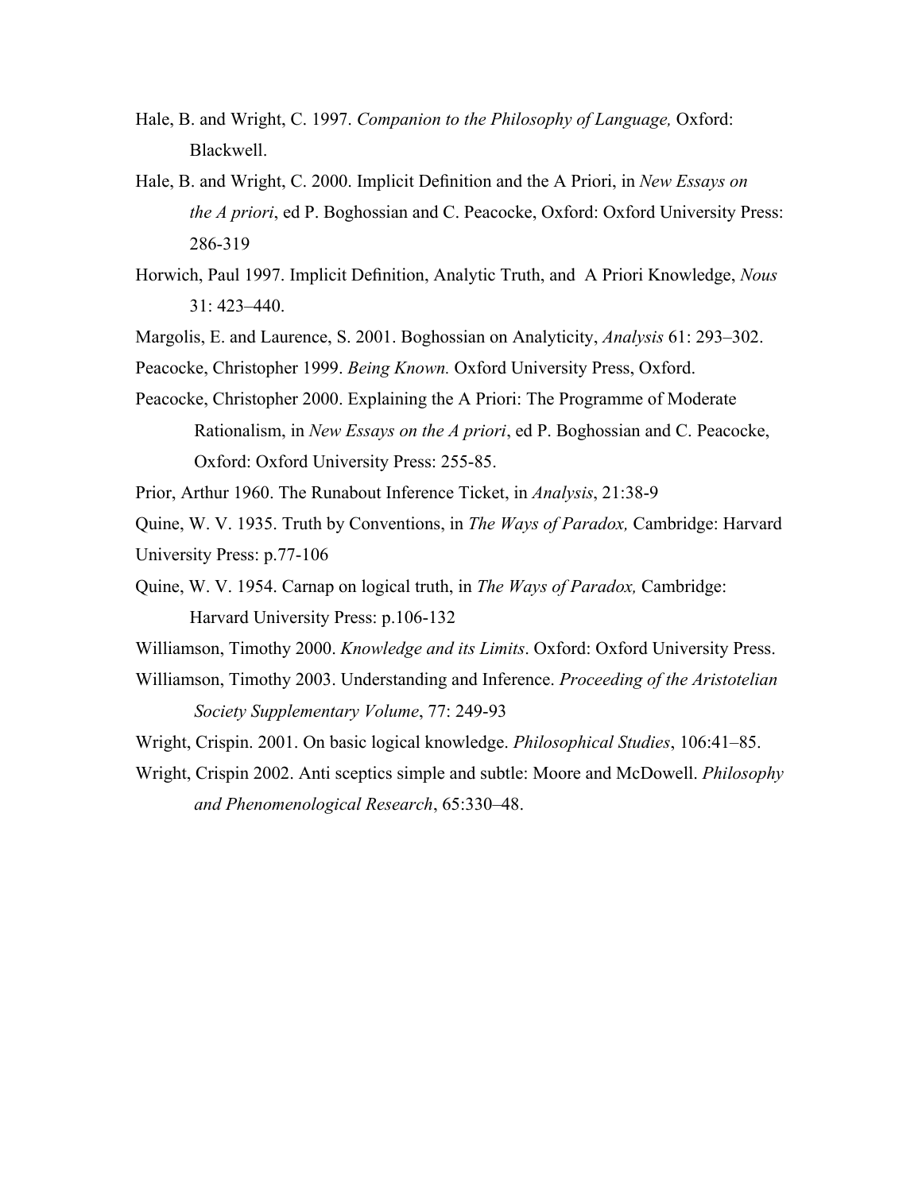Hale, B. and Wright, C. 1997. *Companion to the Philosophy of Language,* Oxford: Blackwell.

Hale, B. and Wright, C. 2000. Implicit Definition and the A Priori, in *New Essays on the A priori*, ed P. Boghossian and C. Peacocke, Oxford: Oxford University Press: 286-319

Horwich, Paul 1997. Implicit Definition, Analytic Truth, and A Priori Knowledge, *Nous* 31: 423–440.

Margolis, E. and Laurence, S. 2001. Boghossian on Analyticity, *Analysis* 61: 293–302.

Peacocke, Christopher 1999. *Being Known.* Oxford University Press, Oxford.

Peacocke, Christopher 2000. Explaining the A Priori: The Programme of Moderate Rationalism, in *New Essays on the A priori*, ed P. Boghossian and C. Peacocke, Oxford: Oxford University Press: 255-85.

Prior, Arthur 1960. The Runabout Inference Ticket, in *Analysis*, 21:38-9

Quine, W. V. 1935. Truth by Conventions, in *The Ways of Paradox,* Cambridge: Harvard University Press: p.77-106

Quine, W. V. 1954. Carnap on logical truth, in *The Ways of Paradox,* Cambridge: Harvard University Press: p.106-132

Williamson, Timothy 2000. *Knowledge and its Limits*. Oxford: Oxford University Press.

Williamson, Timothy 2003. Understanding and Inference. *Proceeding of the Aristotelian Society Supplementary Volume*, 77: 249-93

Wright, Crispin. 2001. On basic logical knowledge. *Philosophical Studies*, 106:41–85.

Wright, Crispin 2002. Anti sceptics simple and subtle: Moore and McDowell. *Philosophy and Phenomenological Research*, 65:330–48.